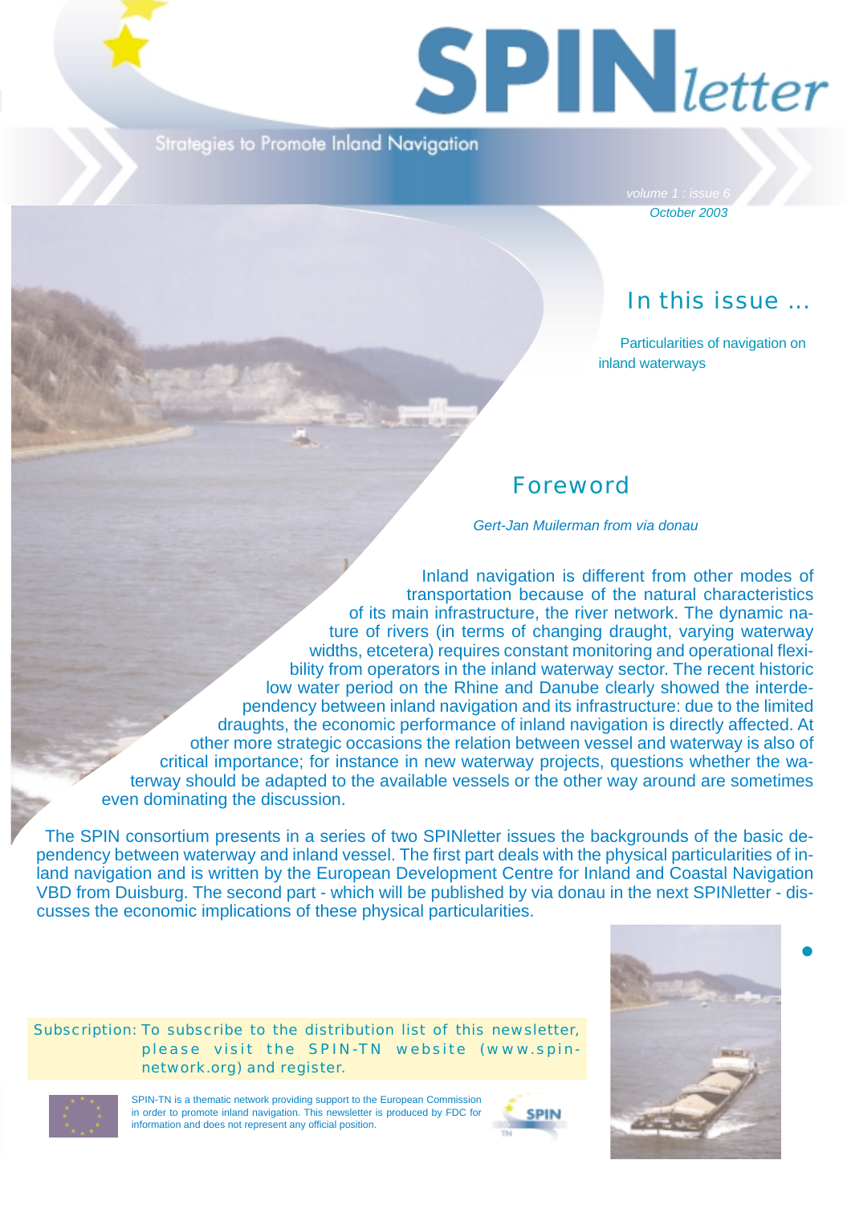# SPINletter

Strategies to Promote Inland Navigation

*volume 1 : issue 6*
*October 2003*

## In this issue ...

Particularities of navigation on inland waterways

## Foreword

*Gert-Jan Muilerman from via donau*

Inland navigation is different from other modes of transportation because of the natural characteristics of its main infrastructure, the river network. The dynamic nature of rivers (in terms of changing draught, varying waterway widths, etcetera) requires constant monitoring and operational flexibility from operators in the inland waterway sector. The recent historic low water period on the Rhine and Danube clearly showed the interdependency between inland navigation and its infrastructure: due to the limited draughts, the economic performance of inland navigation is directly affected. At other more strategic occasions the relation between vessel and waterway is also of critical importance; for instance in new waterway projects, questions whether the waterway should be adapted to the available vessels or the other way around are sometimes even dominating the discussion.

The SPIN consortium presents in a series of two SPINletter issues the backgrounds of the basic dependency between waterway and inland vessel. The first part deals with the physical particularities of inland navigation and is written by the European Development Centre for Inland and Coastal Navigation VBD from Duisburg. The second part - which will be published by via donau in the next SPINletter - discusses the economic implications of these physical particularities.

Subscription: To subscribe to the distribution list of this newsletter, please visit the SPIN-TN website (www.spin-network.org) and register.

SPIN-TN is a thematic network providing support to the European Commission in order to promote inland navigation. This newsletter is produced by FDC for information and does not represent any official position.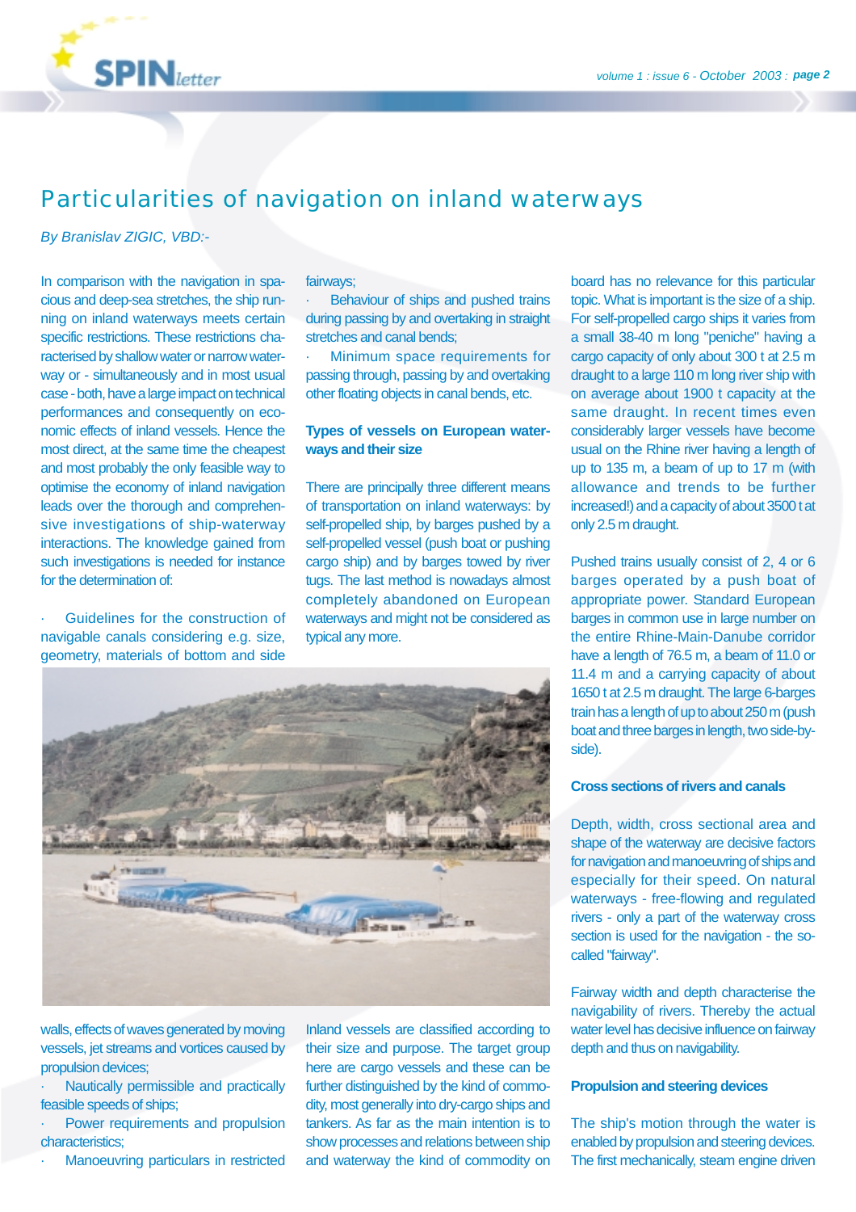# Particularities of navigation on inland waterways

*By Branislav ZIGIC, VBD:-*

In comparison with the navigation in spacious and deep-sea stretches, the ship running on inland waterways meets certain specific restrictions. These restrictions characterised by shallow water or narrow waterway or - simultaneously and in most usual case - both, have a large impact on technical performances and consequently on economic effects of inland vessels. Hence the most direct, at the same time the cheapest and most probably the only feasible way to optimise the economy of inland navigation leads over the thorough and comprehensive investigations of ship-waterway interactions. The knowledge gained from such investigations is needed for instance for the determination of:

- Guidelines for the construction of navigable canals considering e.g. size, geometry, materials of bottom and side walls, effects of waves generated by moving vessels, jet streams and vortices caused by propulsion devices;
- Nautically permissible and practically feasible speeds of ships;
- Power requirements and propulsion characteristics;
- Manoeuvring particulars in restricted fairways;
- Behaviour of ships and pushed trains during passing by and overtaking in straight stretches and canal bends;
- Minimum space requirements for passing through, passing by and overtaking other floating objects in canal bends, etc.

## Types of vessels on European waterways and their size

There are principally three different means of transportation on inland waterways: by self-propelled ship, by barges pushed by a self-propelled vessel (push boat or pushing cargo ship) and by barges towed by river tugs. The last method is nowadays almost completely abandoned on European waterways and might not be considered as typical any more.

Inland vessels are classified according to their size and purpose. The target group here are cargo vessels and these can be further distinguished by the kind of commodity, most generally into dry-cargo ships and tankers. As far as the main intention is to show processes and relations between ship and waterway the kind of commodity on board has no relevance for this particular topic. What is important is the size of a ship. For self-propelled cargo ships it varies from a small 38-40 m long "peniche" having a cargo capacity of only about 300 t at 2.5 m draught to a large 110 m long river ship with on average about 1900 t capacity at the same draught. In recent times even considerably larger vessels have become usual on the Rhine river having a length of up to 135 m, a beam of up to 17 m (with allowance and trends to be further increased!) and a capacity of about 3500 t at only 2.5 m draught.

Pushed trains usually consist of 2, 4 or 6 barges operated by a push boat of appropriate power. Standard European barges in common use in large number on the entire Rhine-Main-Danube corridor have a length of 76.5 m, a beam of 11.0 or 11.4 m and a carrying capacity of about 1650 t at 2.5 m draught. The large 6-barges train has a length of up to about 250 m (push boat and three barges in length, two side-by-side).

## Cross sections of rivers and canals

Depth, width, cross sectional area and shape of the waterway are decisive factors for navigation and manoeuvring of ships and especially for their speed. On natural waterways - free-flowing and regulated rivers - only a part of the waterway cross section is used for the navigation - the so-called "fairway".

Fairway width and depth characterise the navigability of rivers. Thereby the actual water level has decisive influence on fairway depth and thus on navigability.

## Propulsion and steering devices

The ship's motion through the water is enabled by propulsion and steering devices. The first mechanically, steam engine driven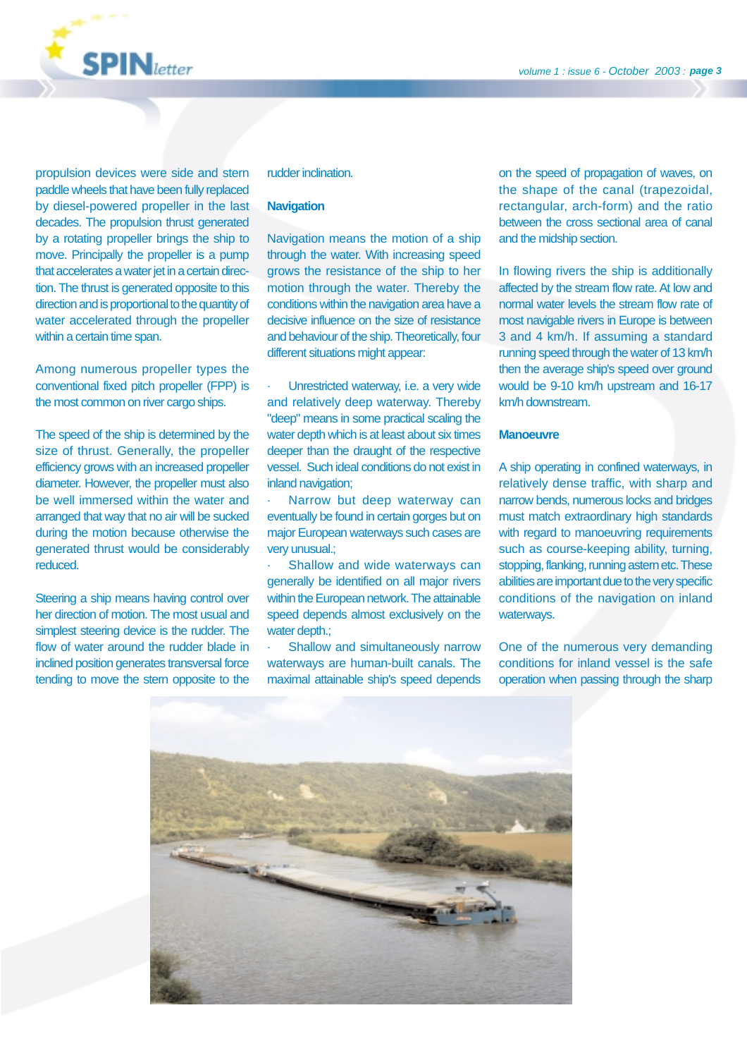propulsion devices were side and stern paddle wheels that have been fully replaced by diesel-powered propeller in the last decades. The propulsion thrust generated by a rotating propeller brings the ship to move. Principally the propeller is a pump that accelerates a water jet in a certain direction. The thrust is generated opposite to this direction and is proportional to the quantity of water accelerated through the propeller within a certain time span.

Among numerous propeller types the conventional fixed pitch propeller (FPP) is the most common on river cargo ships.

The speed of the ship is determined by the size of thrust. Generally, the propeller efficiency grows with an increased propeller diameter. However, the propeller must also be well immersed within the water and arranged that way that no air will be sucked during the motion because otherwise the generated thrust would be considerably reduced.

Steering a ship means having control over her direction of motion. The most usual and simplest steering device is the rudder. The flow of water around the rudder blade in inclined position generates transversal force tending to move the stern opposite to the rudder inclination.

**Navigation**

Navigation means the motion of a ship through the water. With increasing speed grows the resistance of the ship to her motion through the water. Thereby the conditions within the navigation area have a decisive influence on the size of resistance and behaviour of the ship. Theoretically, four different situations might appear:

- Unrestricted waterway, i.e. a very wide and relatively deep waterway. Thereby "deep" means in some practical scaling the water depth which is at least about six times deeper than the draught of the respective vessel. Such ideal conditions do not exist in inland navigation;
- Narrow but deep waterway can eventually be found in certain gorges but on major European waterways such cases are very unusual.;
- Shallow and wide waterways can generally be identified on all major rivers within the European network. The attainable speed depends almost exclusively on the water depth.;
- Shallow and simultaneously narrow waterways are human-built canals. The maximal attainable ship's speed depends on the speed of propagation of waves, on the shape of the canal (trapezoidal, rectangular, arch-form) and the ratio between the cross sectional area of canal and the midship section.

In flowing rivers the ship is additionally affected by the stream flow rate. At low and normal water levels the stream flow rate of most navigable rivers in Europe is between 3 and 4 km/h. If assuming a standard running speed through the water of 13 km/h then the average ship's speed over ground would be 9-10 km/h upstream and 16-17 km/h downstream.

**Manoeuvre**

A ship operating in confined waterways, in relatively dense traffic, with sharp and narrow bends, numerous locks and bridges must match extraordinary high standards with regard to manoeuvring requirements such as course-keeping ability, turning, stopping, flanking, running astern etc. These abilities are important due to the very specific conditions of the navigation on inland waterways.

One of the numerous very demanding conditions for inland vessel is the safe operation when passing through the sharp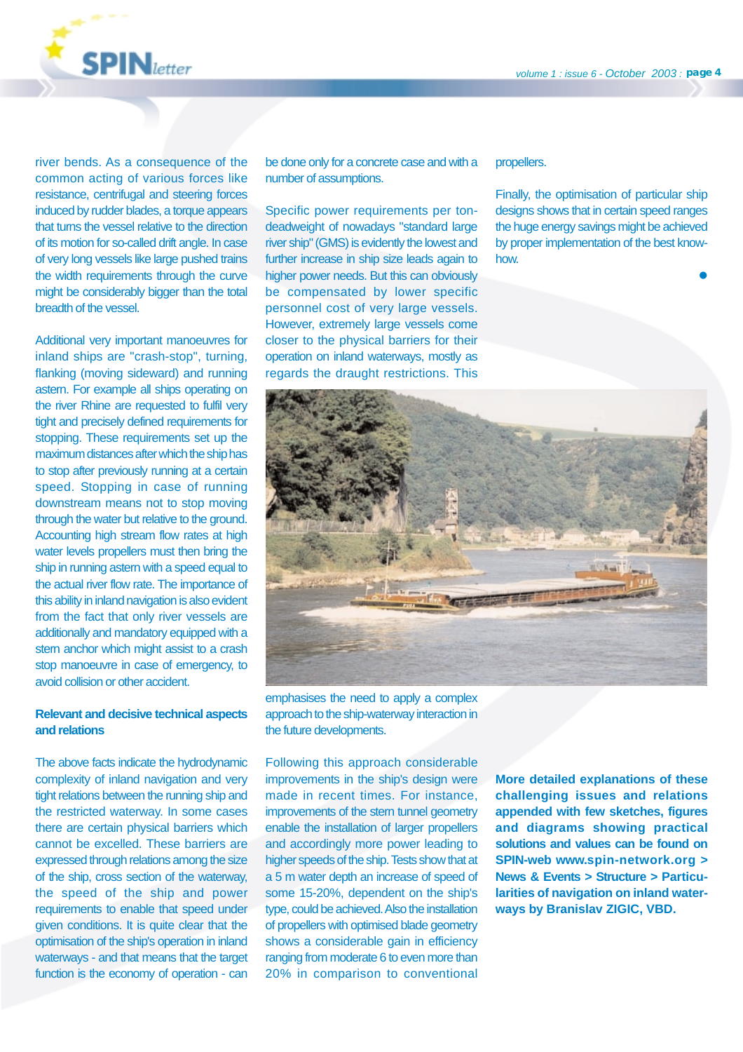river bends. As a consequence of the common acting of various forces like resistance, centrifugal and steering forces induced by rudder blades, a torque appears that turns the vessel relative to the direction of its motion for so-called drift angle. In case of very long vessels like large pushed trains the width requirements through the curve might be considerably bigger than the total breadth of the vessel.

Additional very important manoeuvres for inland ships are "crash-stop", turning, flanking (moving sideward) and running astern. For example all ships operating on the river Rhine are requested to fulfil very tight and precisely defined requirements for stopping. These requirements set up the maximum distances after which the ship has to stop after previously running at a certain speed. Stopping in case of running downstream means not to stop moving through the water but relative to the ground. Accounting high stream flow rates at high water levels propellers must then bring the ship in running astern with a speed equal to the actual river flow rate. The importance of this ability in inland navigation is also evident from the fact that only river vessels are additionally and mandatory equipped with a stern anchor which might assist to a crash stop manoeuvre in case of emergency, to avoid collision or other accident.

**Relevant and decisive technical aspects and relations**

The above facts indicate the hydrodynamic complexity of inland navigation and very tight relations between the running ship and the restricted waterway. In some cases there are certain physical barriers which cannot be excelled. These barriers are expressed through relations among the size of the ship, cross section of the waterway, the speed of the ship and power requirements to enable that speed under given conditions. It is quite clear that the optimisation of the ship's operation in inland waterways - and that means that the target function is the economy of operation - can be done only for a concrete case and with a number of assumptions.

Specific power requirements per ton-deadweight of nowadays "standard large river ship" (GMS) is evidently the lowest and further increase in ship size leads again to higher power needs. But this can obviously be compensated by lower specific personnel cost of very large vessels. However, extremely large vessels come closer to the physical barriers for their operation on inland waterways, mostly as regards the draught restrictions. This emphasises the need to apply a complex approach to the ship-waterway interaction in the future developments.

Following this approach considerable improvements in the ship's design were made in recent times. For instance, improvements of the stern tunnel geometry enable the installation of larger propellers and accordingly more power leading to higher speeds of the ship. Tests show that at a 5 m water depth an increase of speed of some 15-20%, dependent on the ship's type, could be achieved. Also the installation of propellers with optimised blade geometry shows a considerable gain in efficiency ranging from moderate 6 to even more than 20% in comparison to conventional propellers.

Finally, the optimisation of particular ship designs shows that in certain speed ranges the huge energy savings might be achieved by proper implementation of the best know-how.

**More detailed explanations of these challenging issues and relations appended with few sketches, figures and diagrams showing practical solutions and values can be found on SPIN-web www.spin-network.org > News & Events > Structure > Particularities of navigation on inland waterways by Branislav ZIGIC, VBD.**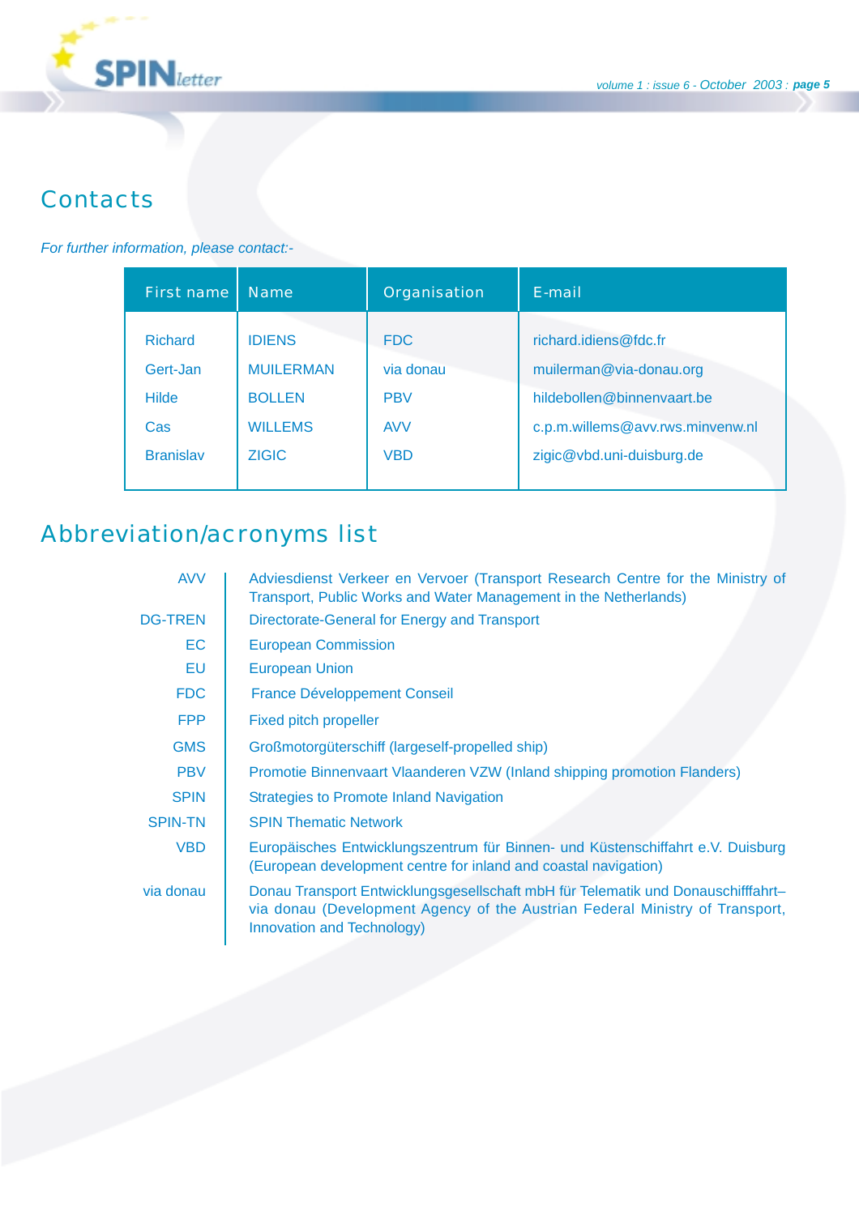## Contacts

*For further information, please contact:-*

| First name | Name | Organisation | E-mail |
|---|---|---|---|
| Richard | IDIENS | FDC | richard.idiens@fdc.fr |
| Gert-Jan | MUILERMAN | via donau | muilerman@via-donau.org |
| Hilde | BOLLEN | PBV | hildebollen@binnenvaart.be |
| Cas | WILLEMS | AVV | c.p.m.willems@avv.rws.minvenw.nl |
| Branislav | ZIGIC | VBD | zigic@vbd.uni-duisburg.de |

## Abbreviation/acronyms list

| | |
|---|---|
| AVV | Adviesdienst Verkeer en Vervoer (Transport Research Centre for the Ministry of Transport, Public Works and Water Management in the Netherlands) |
| DG-TREN | Directorate-General for Energy and Transport |
| EC | European Commission |
| EU | European Union |
| FDC | France Développement Conseil |
| FPP | Fixed pitch propeller |
| GMS | Großmotorgüterschiff (largeself-propelled ship) |
| PBV | Promotie Binnenvaart Vlaanderen VZW (Inland shipping promotion Flanders) |
| SPIN | Strategies to Promote Inland Navigation |
| SPIN-TN | SPIN Thematic Network |
| VBD | Europäisches Entwicklungszentrum für Binnen- und Küstenschiffahrt e.V. Duisburg (European development centre for inland and coastal navigation) |
| via donau | Donau Transport Entwicklungsgesellschaft mbH für Telematik und Donauschifffahrt– via donau (Development Agency of the Austrian Federal Ministry of Transport, Innovation and Technology) |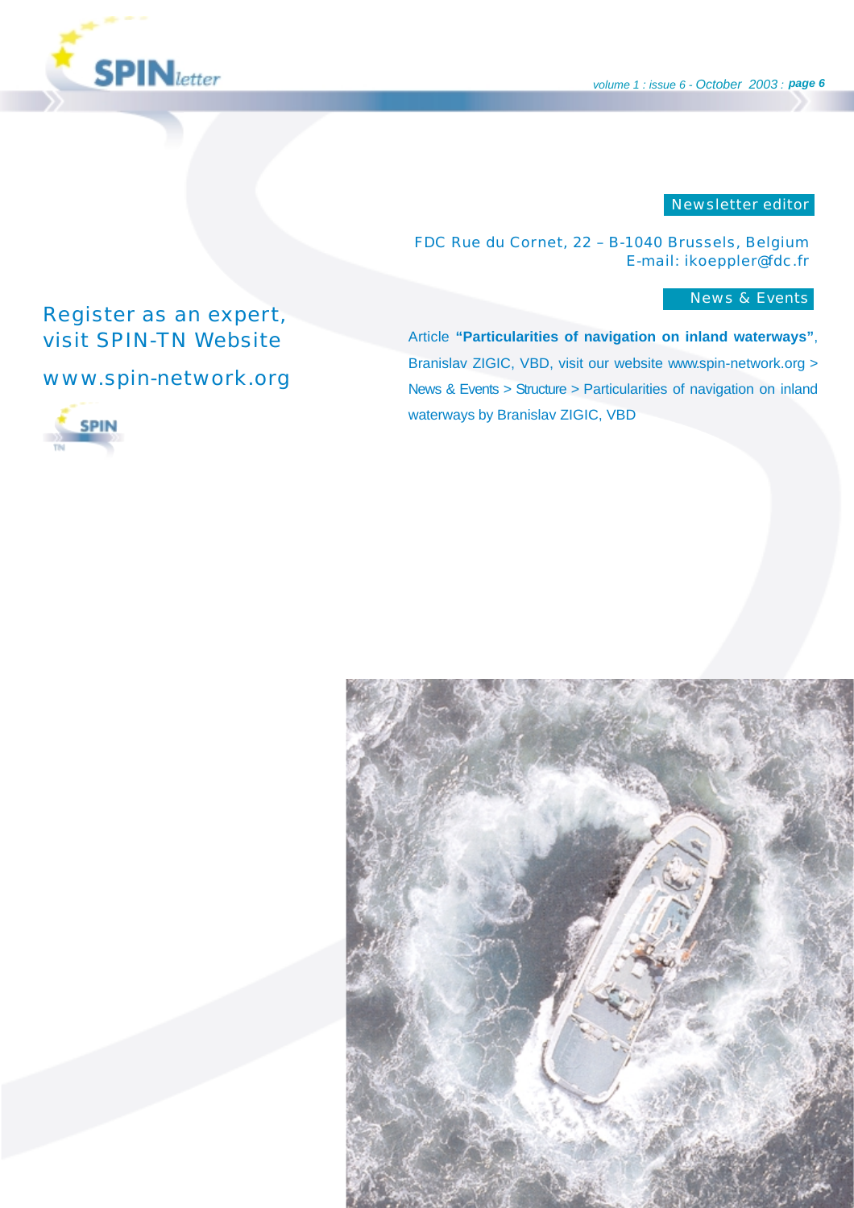Register as an expert, visit SPIN-TN Website

www.spin-network.org

## Newsletter editor

FDC Rue du Cornet, 22 – B-1040 Brussels, Belgium
E-mail: ikoeppler@fdc.fr

## News & Events

Article **"Particularities of navigation on inland waterways"**, Branislav ZIGIC, VBD, visit our website www.spin-network.org > News & Events > Structure > Particularities of navigation on inland waterways by Branislav ZIGIC, VBD